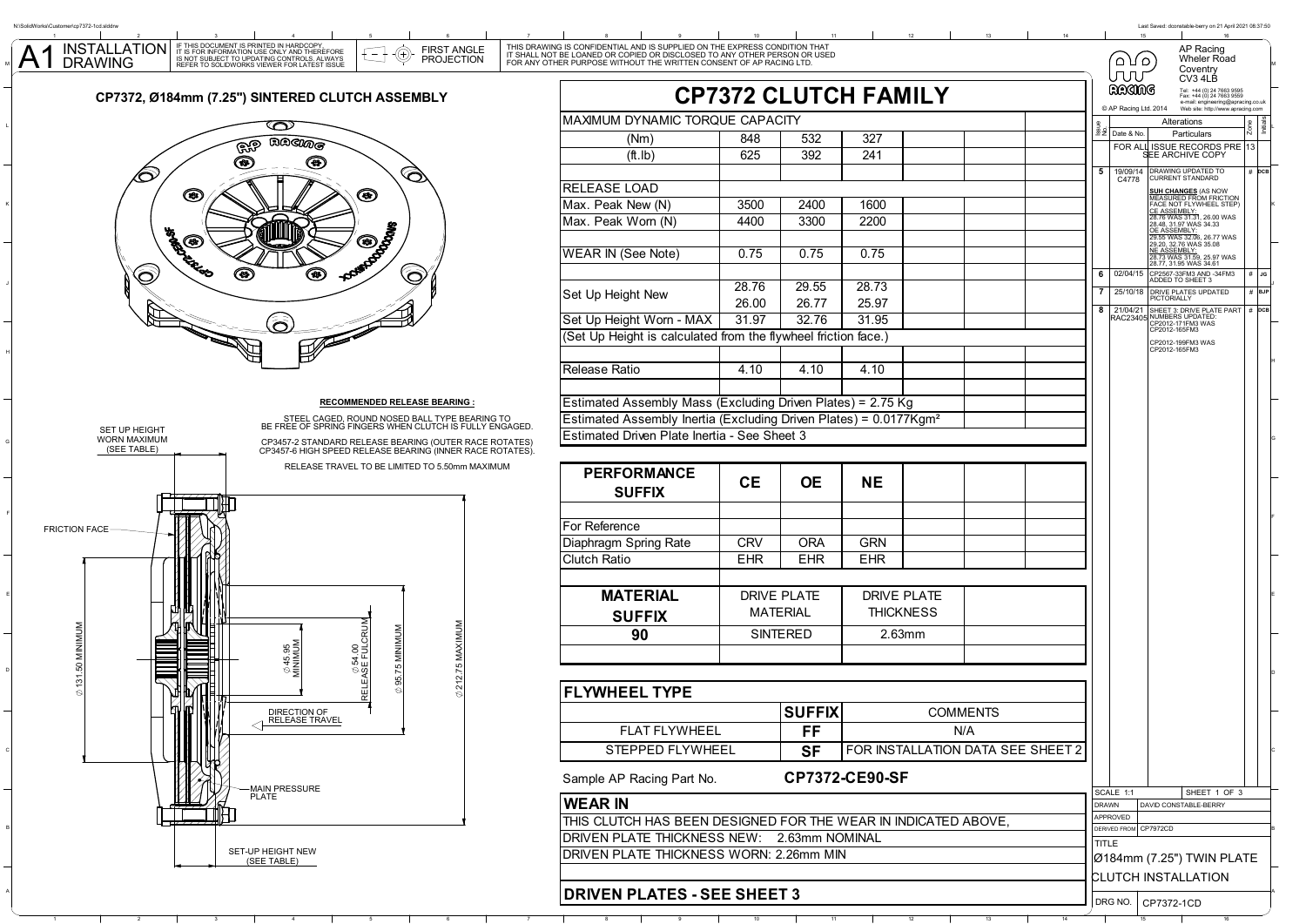# A1 INSTALLATION DRAWING

IF THIS DOCUMENT IS PRINTED IN HARDCOPY, IT IS FOR INFORMATION USE ONLY AND THEREFORE IS NOT SUBJECT TO UPDATING CONTROLS. ALWAYS REFER TO SOLIDWORKS VIEWER FOR LATEST ISSUE

FIRST ANGLE PROJECTION

THIS DRAWING IS CONFIDENTIAL AND IS SUPPLIED ON THE EXPRESS CONDITION THAT IT SHALL NOT BE LOANED OR COPIED OR DISCLOSED TO ANY OTHER PERSON OR USED FOR ANY OTHER PURPOSE WITHOUT THE WRITTEN CONSENT OF AP RACING LTD.

## CP7372, Ø184mm (7.25") SINTERED CLUTCH ASSEMBLY

**RECOMMENDED RELEASE BEARING :**

STEEL CAGED, ROUND NOSED BALL TYPE BEARING TO BE FREE OF SPRING FINGERS WHEN CLUTCH IS FULLY ENGAGED.

CP3457-2 STANDARD RELEASE BEARING (OUTER RACE ROTATES)
CP3457-6 HIGH SPEED RELEASE BEARING (INNER RACE ROTATES).

RELEASE TRAVEL TO BE LIMITED TO 5.50mm MAXIMUM

SET UP HEIGHT WORN MAXIMUM (SEE TABLE)

FRICTION FACE

Ø131.50 MINIMUM

Ø45.95 MINIMUM

Ø54.00 RELEASE FULCRUM

Ø95.75 MINIMUM

Ø212.75 MAXIMUM

DIRECTION OF RELEASE TRAVEL

MAIN PRESSURE PLATE

SET-UP HEIGHT NEW (SEE TABLE)

## CP7372 CLUTCH FAMILY

| | | | | | | |
|---|---|---|---|---|---|---|
| MAXIMUM DYNAMIC TORQUE CAPACITY | | | | | | |
| (Nm) | 848 | 532 | 327 | | | |
| (ft.lb) | 625 | 392 | 241 | | | |
| RELEASE LOAD | | | | | | |
| Max. Peak New (N) | 3500 | 2400 | 1600 | | | |
| Max. Peak Worn (N) | 4400 | 3300 | 2200 | | | |
| WEAR IN (See Note) | 0.75 | 0.75 | 0.75 | | | |
| Set Up Height New | 28.76<br>26.00 | 29.55<br>26.77 | 28.73<br>25.97 | | | |
| Set Up Height Worn - MAX | 31.97 | 32.76 | 31.95 | | | |
| (Set Up Height is calculated from the flywheel friction face.) | | | | | | |
| Release Ratio | 4.10 | 4.10 | 4.10 | | | |
| Estimated Assembly Mass (Excluding Driven Plates) = 2.75 Kg | | | | | | |
| Estimated Assembly Inertia (Excluding Driven Plates) = 0.0177Kgm² | | | | | | |
| Estimated Driven Plate Inertia - See Sheet 3 | | | | | | |

| PERFORMANCE SUFFIX | CE | OE | NE | | | |
|---|---|---|---|---|---|---|
| For Reference | | | | | | |
| Diaphragm Spring Rate | CRV | ORA | GRN | | | |
| Clutch Ratio | EHR | EHR | EHR | | | |

| MATERIAL SUFFIX | DRIVE PLATE MATERIAL | DRIVE PLATE THICKNESS |
|---|---|---|
| 90 | SINTERED | 2.63mm |

| FLYWHEEL TYPE | SUFFIX | COMMENTS |
|---|---|---|
| FLAT FLYWHEEL | FF | N/A |
| STEPPED FLYWHEEL | SF | FOR INSTALLATION DATA SEE SHEET 2 |

Sample AP Racing Part No. **CP7372-CE90-SF**

## WEAR IN

THIS CLUTCH HAS BEEN DESIGNED FOR THE WEAR IN INDICATED ABOVE,
DRIVEN PLATE THICKNESS NEW: 2.63mm NOMINAL
DRIVEN PLATE THICKNESS WORN: 2.26mm MIN

## DRIVEN PLATES - SEE SHEET 3

AP Racing
Wheler Road
Coventry
CV3 4LB
Tel: +44 (0) 24 7663 9595
Fax: +44 (0) 24 7663 9559
e-mail: engineering@apracing.co.uk
Web site: http://www.apracing.com

© AP Racing Ltd. 2014

| Issue No. | Date & No. | Alterations Particulars | Zone | Initials |
|---|---|---|---|---|
| | FOR ALL ISSUE RECORDS PRE 13 SEE ARCHIVE COPY | | | |
| 5 | 19/09/14 C4778 | DRAWING UPDATED TO CURRENT STANDARD<br>SUH CHANGES (AS NOW MEASURED FROM FRICTION FACE NOT FLYWHEEL STEP)<br>CE ASSEMBLY: 28.76 WAS 31.31, 26.00 WAS 28.48, 31.97 WAS 34.33<br>OE ASSEMBLY: 29.55 WAS 32.08, 26.77 WAS 29.20, 32.76 WAS 35.08<br>NE ASSEMBLY: 28.73 WAS 31.59, 25.97 WAS 28.77, 31.95 WAS 34.61 | # | DCB |
| 6 | 02/04/15 | CP2567-33FM3 AND -34FM3 ADDED TO SHEET 3 | # | JG |
| 7 | 25/10/18 | DRIVE PLATES UPDATED PICTORIALLY | # | BJP |
| 8 | 21/04/21 RAC23405 | SHEET 3: DRIVE PLATE PART NUMBERS UPDATED:<br>CP2012-171FM3 WAS CP2012-165FM3<br>CP2012-199FM3 WAS CP2012-165FM3 | # | DCB |

SCALE 1:1 SHEET 1 OF 3
DRAWN: DAVID CONSTABLE-BERRY
APPROVED:
DERIVED FROM: CP7972CD
TITLE: Ø184mm (7.25") TWIN PLATE CLUTCH INSTALLATION
DRG NO. CP7372-1CD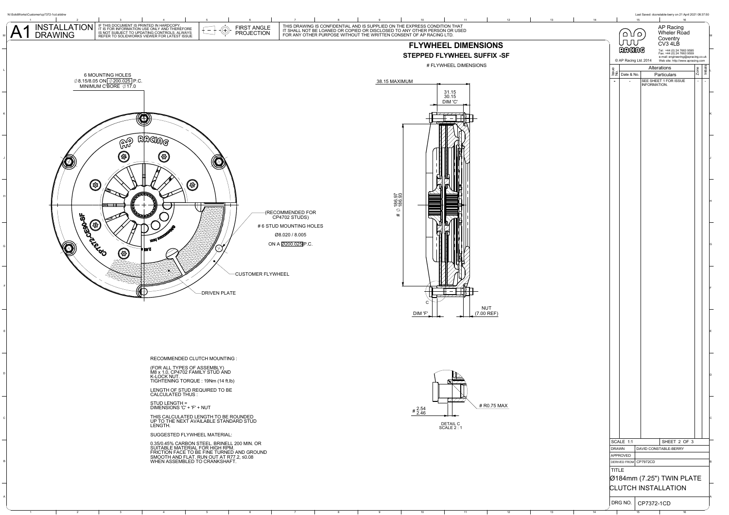# A1 INSTALLATION DRAWING

IF THIS DOCUMENT IS PRINTED IN HARDCOPY, IT IS FOR INFORMATION USE ONLY AND THEREFORE IS NOT SUBJECT TO UPDATING CONTROLS. ALWAYS REFER TO SOLIDWORKS VIEWER FOR LATEST ISSUE

FIRST ANGLE PROJECTION

THIS DRAWING IS CONFIDENTIAL AND IS SUPPLIED ON THE EXPRESS CONDITION THAT IT SHALL NOT BE LOANED OR COPIED OR DISCLOSED TO ANY OTHER PERSON OR USED FOR ANY OTHER PURPOSE WITHOUT THE WRITTEN CONSENT OF AP RACING LTD.

## FLYWHEEL DIMENSIONS

### STEPPED FLYWHEEL SUFFIX -SF

# FLYWHEEL DIMENSIONS

6 MOUNTING HOLES
∅8.15/8.05 ON ∅200.025 P.C.
MINIMUM C'BORE ∅17.0

(RECOMMENDED FOR CP4702 STUDS)
# 6 STUD MOUNTING HOLES
Ø8.020 / 8.005
ON A Ø200.025 P.C.

CUSTOMER FLYWHEEL

DRIVEN PLATE

38.15 MAXIMUM

31.15
30.15
DIM 'C'

# ∅ 186.97 / 186.93

C

DIM 'F'

NUT
(7.00 REF)

# 2.54 / 2.46

# R0.75 MAX

DETAIL C
SCALE 2 : 1

RECOMMENDED CLUTCH MOUNTING :

(FOR ALL TYPES OF ASSEMBLY)
M8 x 1.0, CP4702 FAMILY STUD AND K-LOCK NUT.
TIGHTENING TORQUE : 19Nm (14 ft.lb)

LENGTH OF STUD REQUIRED TO BE CALCULATED THUS :

STUD LENGTH = DIMENSIONS 'C' + 'F' + NUT

THIS CALCULATED LENGTH TO BE ROUNDED UP TO THE NEXT AVAILABLE STANDARD STUD LENGTH.

SUGGESTED FLYWHEEL MATERIAL:

0.35/0.45% CARBON STEEL. BRINELL 200 MIN. OR SUITABLE MATERIAL FOR HIGH RPM.
FRICTION FACE TO BE FINE TURNED AND GROUND SMOOTH AND FLAT. RUN OUT AT R77.2, ≤0.08 WHEN ASSEMBLED TO CRANKSHAFT.

AP Racing
Wheler Road
Coventry
CV3 4LB

Tel: +44 (0) 24 7663 9595
Fax: +44 (0) 24 7663 9559
e-mail: engineering@apracing.co.uk
Web site: http://www.apracing.com

© AP Racing Ltd. 2014

| Issue No. | Date & No. | Alterations Particulars | Zone | Initials |
|---|---|---|---|---|
| - | - | SEE SHEET 1 FOR ISSUE INFORMATION. | - | - |

| | |
|---|---|
| SCALE 1:1 | SHEET 2 OF 3 |
| DRAWN | DAVID CONSTABLE-BERRY |
| APPROVED | |
| DERIVED FROM | CP7972CD |

TITLE
Ø184mm (7.25") TWIN PLATE CLUTCH INSTALLATION

DRG NO. CP7372-1CD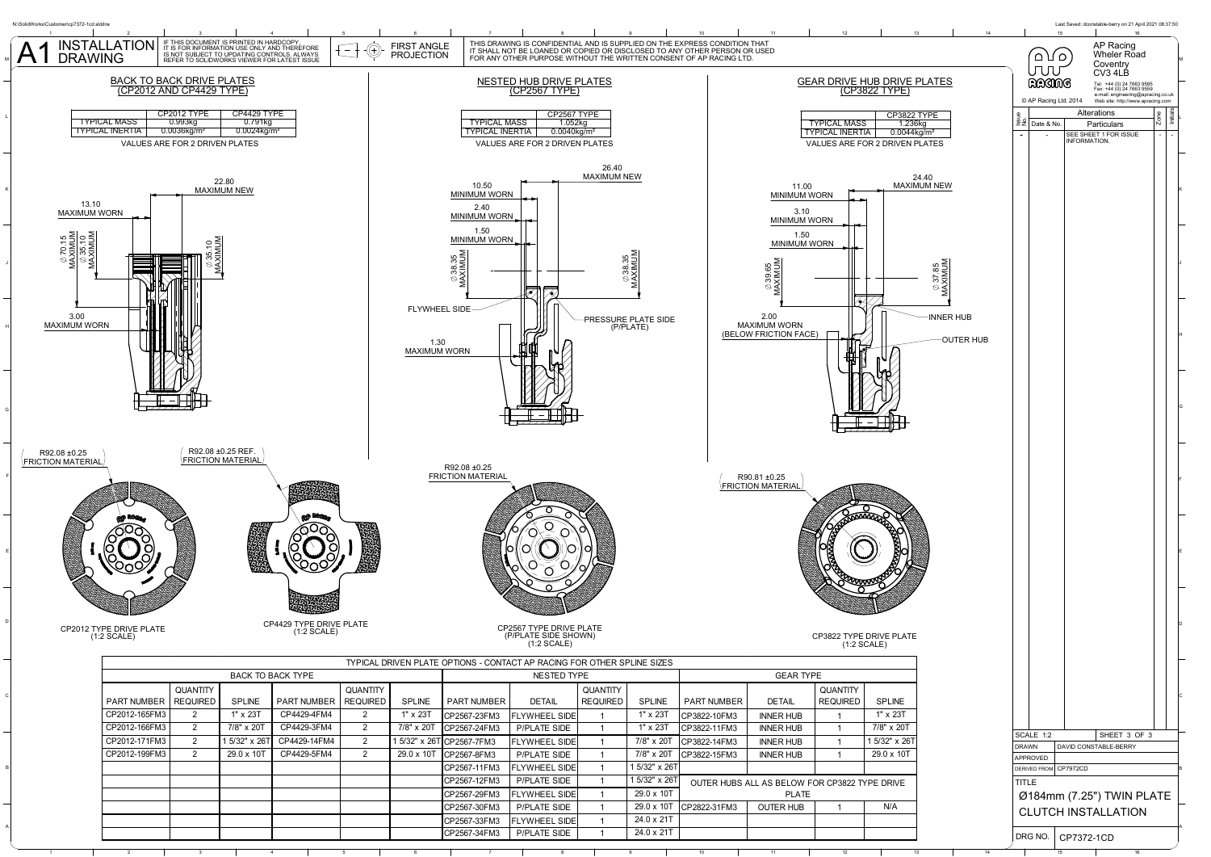# A1 INSTALLATION DRAWING

IF THIS DOCUMENT IS PRINTED IN HARDCOPY, IT IS FOR INFORMATION USE ONLY AND THEREFORE IS NOT SUBJECT TO UPDATING CONTROLS. ALWAYS REFER TO SOLIDWORKS VIEWER FOR LATEST ISSUE

FIRST ANGLE PROJECTION

THIS DRAWING IS CONFIDENTIAL AND IS SUPPLIED ON THE EXPRESS CONDITION THAT IT SHALL NOT BE LOANED OR COPIED OR DISCLOSED TO ANY OTHER PERSON OR USED FOR ANY OTHER PURPOSE WITHOUT THE WRITTEN CONSENT OF AP RACING LTD.

## BACK TO BACK DRIVE PLATES (CP2012 AND CP4429 TYPE)

| | CP2012 TYPE | CP4429 TYPE |
|---|---|---|
| TYPICAL MASS | 0.993kg | 0.791kg |
| TYPICAL INERTIA | 0.0036kg/m² | 0.0024kg/m² |

VALUES ARE FOR 2 DRIVEN PLATES

22.80 MAXIMUM NEW

13.10 MAXIMUM WORN

∅70.15 MAXIMUM

∅35.10 MAXIMUM

∅35.10 MAXIMUM

3.00 MAXIMUM WORN

R92.08 ±0.25 FRICTION MATERIAL

R92.08 ±0.25 REF. FRICTION MATERIAL

CP2012 TYPE DRIVE PLATE (1:2 SCALE)

CP4429 TYPE DRIVE PLATE (1:2 SCALE)

## NESTED HUB DRIVE PLATES (CP2567 TYPE)

| | CP2567 TYPE |
|---|---|
| TYPICAL MASS | 1.052kg |
| TYPICAL INERTIA | 0.0040kg/m² |

VALUES ARE FOR 2 DRIVEN PLATES

26.40 MAXIMUM NEW

10.50 MINIMUM WORN

2.40 MINIMUM WORN

1.50 MINIMUM WORN

∅38.35 MAXIMUM

∅38.35 MAXIMUM

FLYWHEEL SIDE

PRESSURE PLATE SIDE (P/PLATE)

1.30 MAXIMUM WORN

R92.08 ±0.25 FRICTION MATERIAL

CP2567 TYPE DRIVE PLATE (P/PLATE SIDE SHOWN) (1:2 SCALE)

## GEAR DRIVE HUB DRIVE PLATES (CP3822 TYPE)

| | CP3822 TYPE |
|---|---|
| TYPICAL MASS | 1.236kg |
| TYPICAL INERTIA | 0.0044kg/m² |

VALUES ARE FOR 2 DRIVEN PLATES

24.40 MAXIMUM NEW

11.00 MINIMUM WORN

3.10 MINIMUM WORN

1.50 MINIMUM WORN

∅39.65 MAXIMUM

∅37.85 MAXIMUM

2.00 MAXIMUM WORN (BELOW FRICTION FACE)

INNER HUB

OUTER HUB

R90.81 ±0.25 FRICTION MATERIAL

CP3822 TYPE DRIVE PLATE (1:2 SCALE)

## TYPICAL DRIVEN PLATE OPTIONS - CONTACT AP RACING FOR OTHER SPLINE SIZES

| BACK TO BACK TYPE | | | | | | NESTED TYPE | | | | GEAR TYPE | | | |
|---|---|---|---|---|---|---|---|---|---|---|---|---|---|
| PART NUMBER | QUANTITY REQUIRED | SPLINE | PART NUMBER | QUANTITY REQUIRED | SPLINE | PART NUMBER | DETAIL | QUANTITY REQUIRED | SPLINE | PART NUMBER | DETAIL | QUANTITY REQUIRED | SPLINE |
| CP2012-165FM3 | 2 | 1" x 23T | CP4429-4FM4 | 2 | 1" x 23T | CP2567-23FM3 | FLYWHEEL SIDE | 1 | 1" x 23T | CP3822-10FM3 | INNER HUB | 1 | 1" x 23T |
| CP2012-166FM3 | 2 | 7/8" x 20T | CP4429-3FM4 | 2 | 7/8" x 20T | CP2567-24FM3 | P/PLATE SIDE | 1 | 1" x 23T | CP3822-11FM3 | INNER HUB | 1 | 7/8" x 20T |
| CP2012-171FM3 | 2 | 1 5/32" x 26T | CP4429-14FM4 | 2 | 1 5/32" x 26T | CP2567-7FM3 | FLYWHEEL SIDE | 1 | 7/8" x 20T | CP3822-14FM3 | INNER HUB | 1 | 1 5/32" x 26T |
| CP2012-199FM3 | 2 | 29.0 x 10T | CP4429-5FM4 | 2 | 29.0 x 10T | CP2567-8FM3 | P/PLATE SIDE | 1 | 7/8" x 20T | CP3822-15FM3 | INNER HUB | 1 | 29.0 x 10T |
| | | | | | | CP2567-11FM3 | FLYWHEEL SIDE | 1 | 1 5/32" x 26T | | | | |
| | | | | | | CP2567-12FM3 | P/PLATE SIDE | 1 | 1 5/32" x 26T | OUTER HUBS ALL AS BELOW FOR CP3822 TYPE DRIVE PLATE | | | |
| | | | | | | CP2567-29FM3 | FLYWHEEL SIDE | 1 | 29.0 x 10T | | | | |
| | | | | | | CP2567-30FM3 | P/PLATE SIDE | 1 | 29.0 x 10T | CP2822-31FM3 | OUTER HUB | 1 | N/A |
| | | | | | | CP2567-33FM3 | FLYWHEEL SIDE | 1 | 24.0 x 21T | | | | |
| | | | | | | CP2567-34FM3 | P/PLATE SIDE | 1 | 24.0 x 21T | | | | |

AP Racing
Wheler Road
Coventry
CV3 4LB

Tel: +44 (0) 24 7663 9595
Fax: +44 (0) 24 7663 9559
e-mail: engineering@apracing.co.uk
Web site: http://www.apracing.com

© AP Racing Ltd. 2014

| Issue No. | Date & No. | Particulars | Zone | Initials |
|---|---|---|---|---|
| - | - | SEE SHEET 1 FOR ISSUE INFORMATION. | - | - |

| | |
|---|---|
| SCALE | 1:2 |
| SHEET | 3 OF 3 |
| DRAWN | DAVID CONSTABLE-BERRY |
| APPROVED | |
| DERIVED FROM | CP7972CD |
| TITLE | Ø184mm (7.25") TWIN PLATE CLUTCH INSTALLATION |
| DRG NO. | CP7372-1CD |